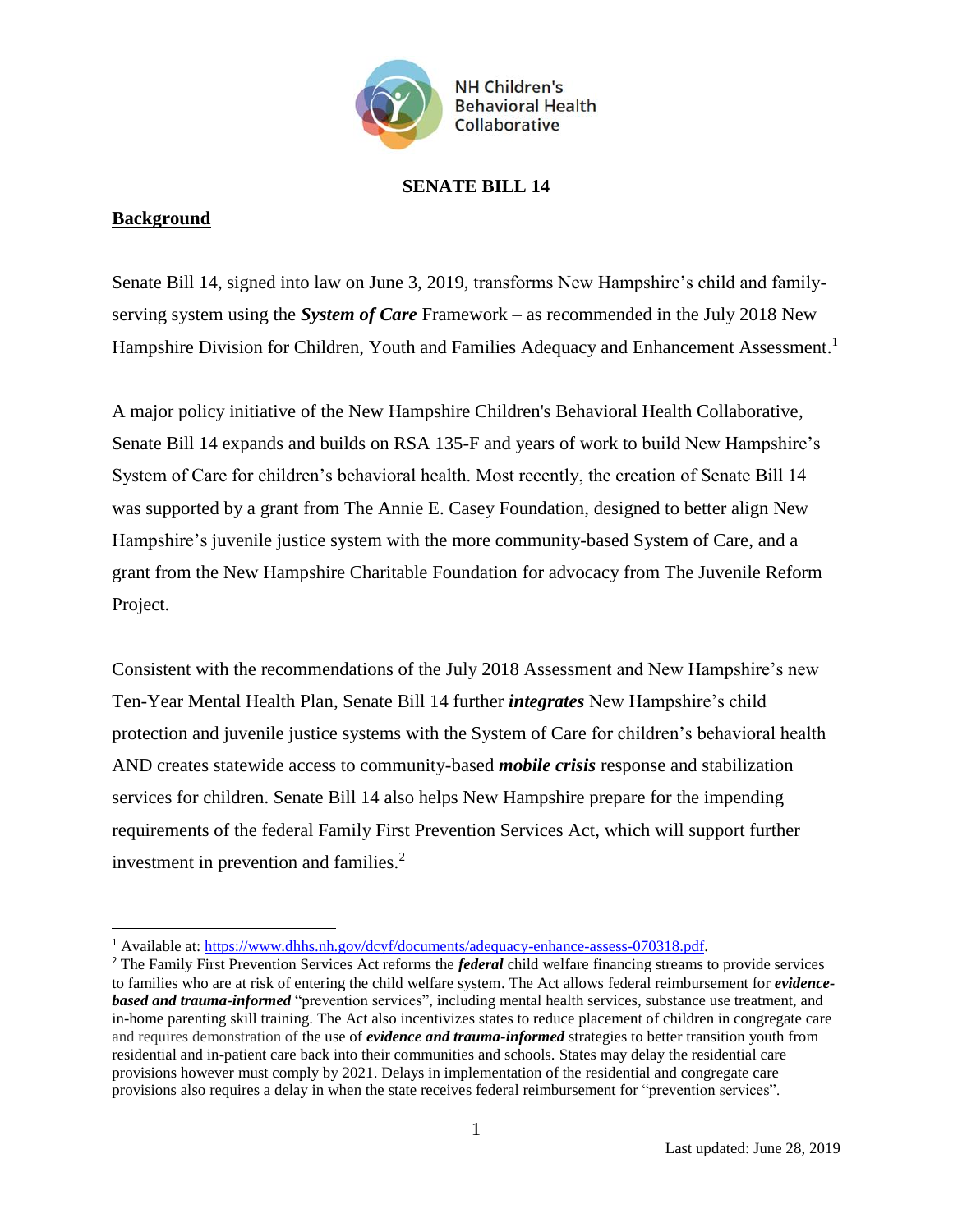NH Children's Behavioral Health Collaborative

# SENATE BILL 14

## Background

Senate Bill 14, signed into law on June 3, 2019, transforms New Hampshire's child and family-serving system using the ***System of Care*** Framework – as recommended in the July 2018 New Hampshire Division for Children, Youth and Families Adequacy and Enhancement Assessment.[1]

A major policy initiative of the New Hampshire Children's Behavioral Health Collaborative, Senate Bill 14 expands and builds on RSA 135-F and years of work to build New Hampshire's System of Care for children's behavioral health. Most recently, the creation of Senate Bill 14 was supported by a grant from The Annie E. Casey Foundation, designed to better align New Hampshire's juvenile justice system with the more community-based System of Care, and a grant from the New Hampshire Charitable Foundation for advocacy from The Juvenile Reform Project.

Consistent with the recommendations of the July 2018 Assessment and New Hampshire's new Ten-Year Mental Health Plan, Senate Bill 14 further ***integrates*** New Hampshire's child protection and juvenile justice systems with the System of Care for children's behavioral health AND creates statewide access to community-based ***mobile crisis*** response and stabilization services for children. Senate Bill 14 also helps New Hampshire prepare for the impending requirements of the federal Family First Prevention Services Act, which will support further investment in prevention and families.[2]

---

[1] Available at: https://www.dhhs.nh.gov/dcyf/documents/adequacy-enhance-assess-070318.pdf.

[2] The Family First Prevention Services Act reforms the ***federal*** child welfare financing streams to provide services to families who are at risk of entering the child welfare system. The Act allows federal reimbursement for ***evidence-based and trauma-informed*** "prevention services", including mental health services, substance use treatment, and in-home parenting skill training. The Act also incentivizes states to reduce placement of children in congregate care and requires demonstration of the use of ***evidence and trauma-informed*** strategies to better transition youth from residential and in-patient care back into their communities and schools. States may delay the residential care provisions however must comply by 2021. Delays in implementation of the residential and congregate care provisions also requires a delay in when the state receives federal reimbursement for "prevention services".

Last updated: June 28, 2019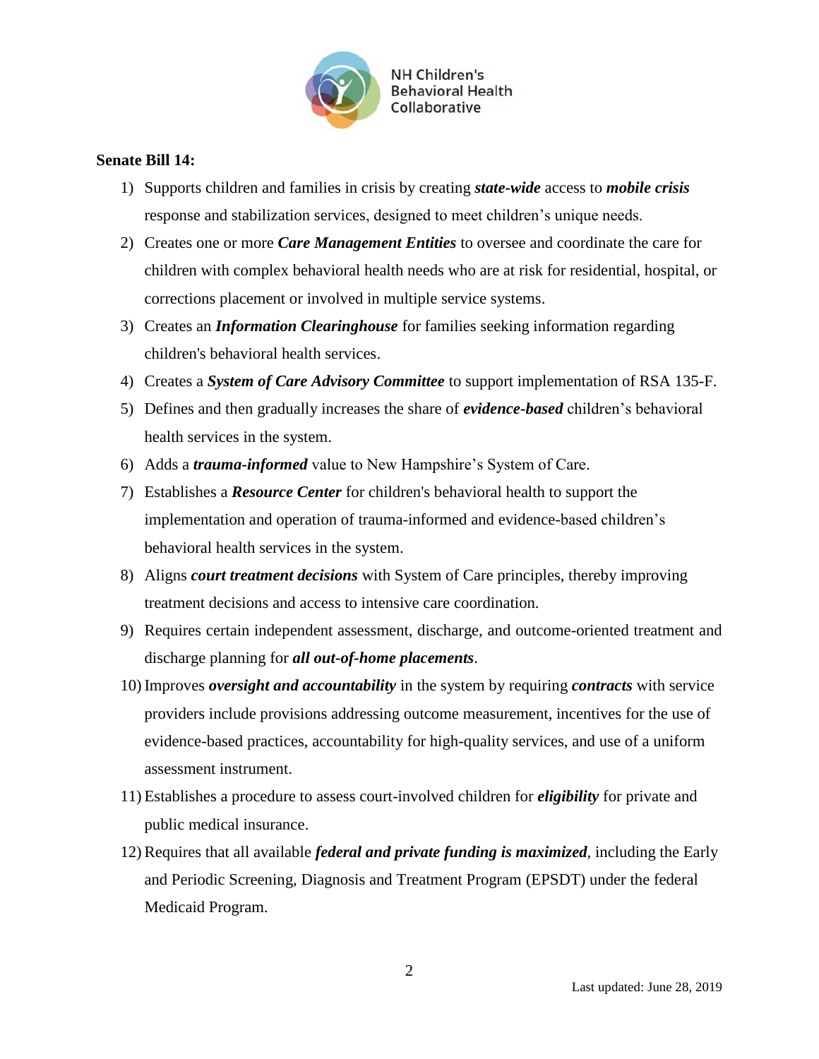NH Children's Behavioral Health Collaborative

**Senate Bill 14:**

1) Supports children and families in crisis by creating ***state-wide*** access to ***mobile crisis*** response and stabilization services, designed to meet children's unique needs.
2) Creates one or more ***Care Management Entities*** to oversee and coordinate the care for children with complex behavioral health needs who are at risk for residential, hospital, or corrections placement or involved in multiple service systems.
3) Creates an ***Information Clearinghouse*** for families seeking information regarding children's behavioral health services.
4) Creates a ***System of Care Advisory Committee*** to support implementation of RSA 135-F.
5) Defines and then gradually increases the share of ***evidence-based*** children's behavioral health services in the system.
6) Adds a ***trauma-informed*** value to New Hampshire's System of Care.
7) Establishes a ***Resource Center*** for children's behavioral health to support the implementation and operation of trauma-informed and evidence-based children's behavioral health services in the system.
8) Aligns ***court treatment decisions*** with System of Care principles, thereby improving treatment decisions and access to intensive care coordination.
9) Requires certain independent assessment, discharge, and outcome-oriented treatment and discharge planning for ***all out-of-home placements***.
10) Improves ***oversight and accountability*** in the system by requiring ***contracts*** with service providers include provisions addressing outcome measurement, incentives for the use of evidence-based practices, accountability for high-quality services, and use of a uniform assessment instrument.
11) Establishes a procedure to assess court-involved children for ***eligibility*** for private and public medical insurance.
12) Requires that all available ***federal and private funding is maximized***, including the Early and Periodic Screening, Diagnosis and Treatment Program (EPSDT) under the federal Medicaid Program.

Last updated: June 28, 2019